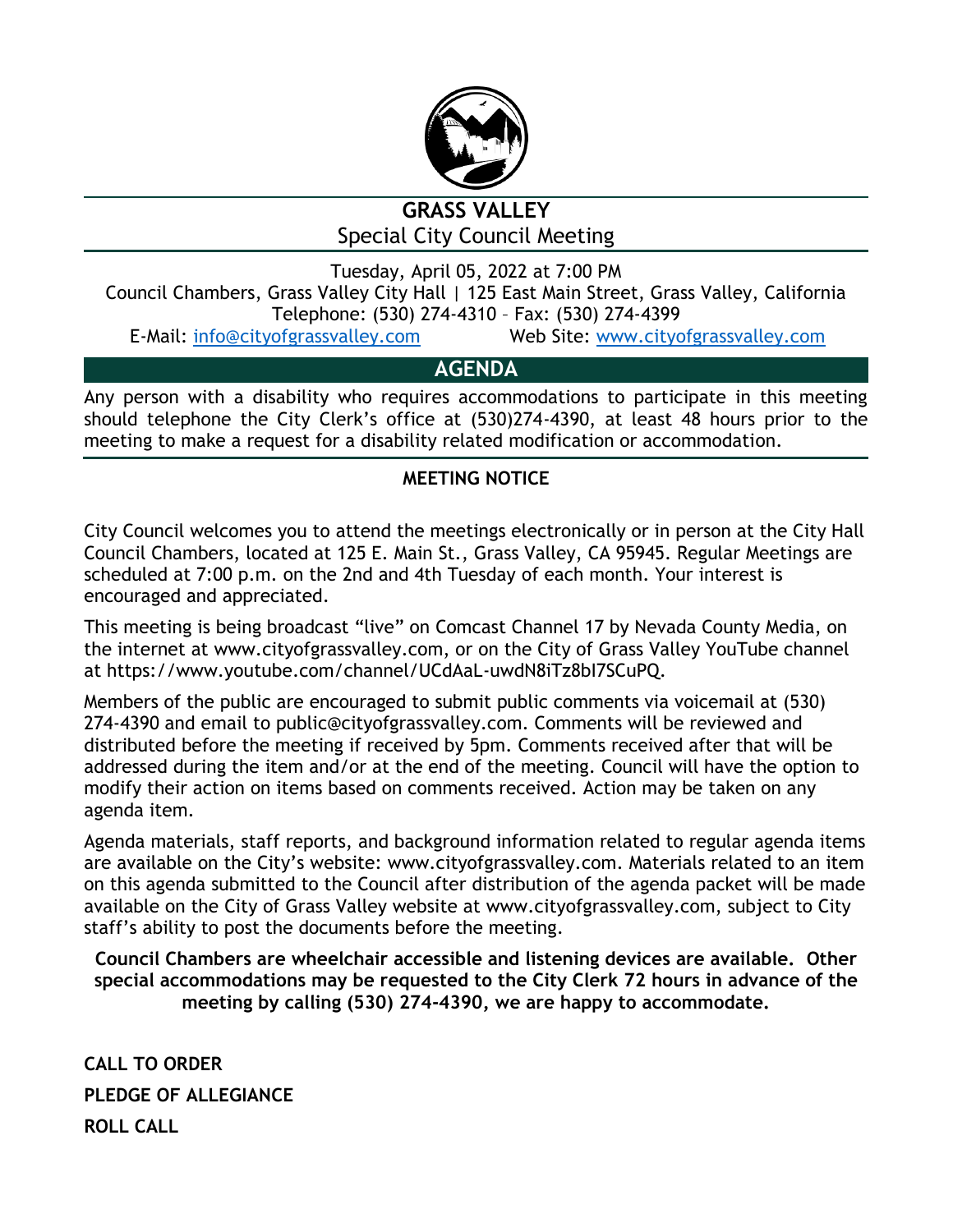# GRASS VALLEY

## Special City Council Meeting

Tuesday, April 05, 2022 at 7:00 PM

Council Chambers, Grass Valley City Hall | 125 East Main Street, Grass Valley, California

Telephone: (530) 274-4310 – Fax: (530) 274-4399

E-Mail: info@cityofgrassvalley.com Web Site: www.cityofgrassvalley.com

## AGENDA

Any person with a disability who requires accommodations to participate in this meeting should telephone the City Clerk's office at (530)274-4390, at least 48 hours prior to the meeting to make a request for a disability related modification or accommodation.

### MEETING NOTICE

City Council welcomes you to attend the meetings electronically or in person at the City Hall Council Chambers, located at 125 E. Main St., Grass Valley, CA 95945. Regular Meetings are scheduled at 7:00 p.m. on the 2nd and 4th Tuesday of each month. Your interest is encouraged and appreciated.

This meeting is being broadcast "live" on Comcast Channel 17 by Nevada County Media, on the internet at www.cityofgrassvalley.com, or on the City of Grass Valley YouTube channel at https://www.youtube.com/channel/UCdAaL-uwdN8iTz8bI7SCuPQ.

Members of the public are encouraged to submit public comments via voicemail at (530) 274-4390 and email to public@cityofgrassvalley.com. Comments will be reviewed and distributed before the meeting if received by 5pm. Comments received after that will be addressed during the item and/or at the end of the meeting. Council will have the option to modify their action on items based on comments received. Action may be taken on any agenda item.

Agenda materials, staff reports, and background information related to regular agenda items are available on the City's website: www.cityofgrassvalley.com. Materials related to an item on this agenda submitted to the Council after distribution of the agenda packet will be made available on the City of Grass Valley website at www.cityofgrassvalley.com, subject to City staff's ability to post the documents before the meeting.

**Council Chambers are wheelchair accessible and listening devices are available. Other special accommodations may be requested to the City Clerk 72 hours in advance of the meeting by calling (530) 274-4390, we are happy to accommodate.**

**CALL TO ORDER**

**PLEDGE OF ALLEGIANCE**

**ROLL CALL**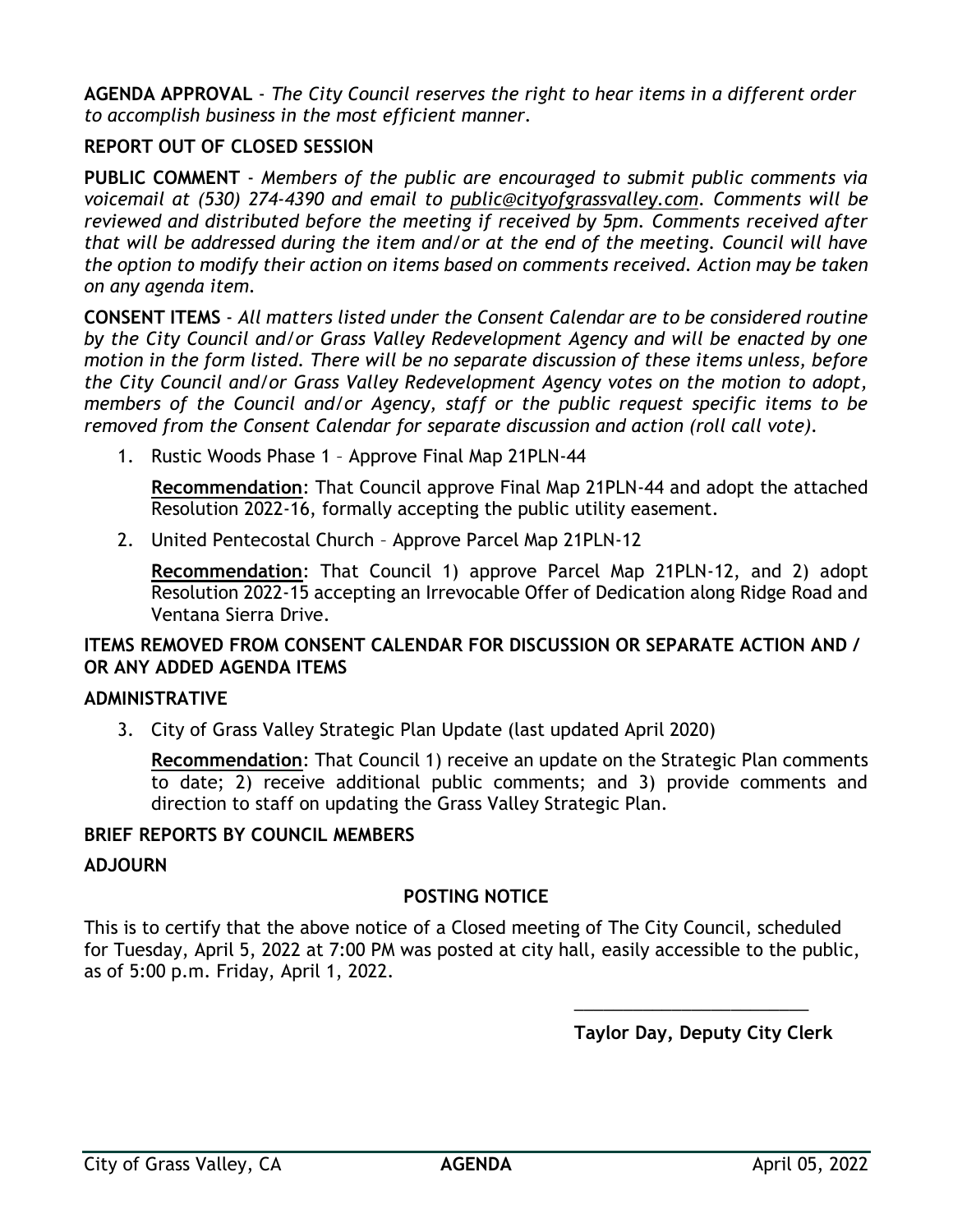**AGENDA APPROVAL** - *The City Council reserves the right to hear items in a different order to accomplish business in the most efficient manner.*

**REPORT OUT OF CLOSED SESSION**

**PUBLIC COMMENT** - *Members of the public are encouraged to submit public comments via voicemail at (530) 274-4390 and email to public@cityofgrassvalley.com. Comments will be reviewed and distributed before the meeting if received by 5pm. Comments received after that will be addressed during the item and/or at the end of the meeting. Council will have the option to modify their action on items based on comments received. Action may be taken on any agenda item.*

**CONSENT ITEMS** - *All matters listed under the Consent Calendar are to be considered routine by the City Council and/or Grass Valley Redevelopment Agency and will be enacted by one motion in the form listed. There will be no separate discussion of these items unless, before the City Council and/or Grass Valley Redevelopment Agency votes on the motion to adopt, members of the Council and/or Agency, staff or the public request specific items to be removed from the Consent Calendar for separate discussion and action (roll call vote).*

1. Rustic Woods Phase 1 – Approve Final Map 21PLN-44

   **Recommendation**: That Council approve Final Map 21PLN-44 and adopt the attached Resolution 2022-16, formally accepting the public utility easement.

2. United Pentecostal Church – Approve Parcel Map 21PLN-12

   **Recommendation**: That Council 1) approve Parcel Map 21PLN-12, and 2) adopt Resolution 2022-15 accepting an Irrevocable Offer of Dedication along Ridge Road and Ventana Sierra Drive.

**ITEMS REMOVED FROM CONSENT CALENDAR FOR DISCUSSION OR SEPARATE ACTION AND / OR ANY ADDED AGENDA ITEMS**

**ADMINISTRATIVE**

3. City of Grass Valley Strategic Plan Update (last updated April 2020)

   **Recommendation**: That Council 1) receive an update on the Strategic Plan comments to date; 2) receive additional public comments; and 3) provide comments and direction to staff on updating the Grass Valley Strategic Plan.

**BRIEF REPORTS BY COUNCIL MEMBERS**

**ADJOURN**

**POSTING NOTICE**

This is to certify that the above notice of a Closed meeting of The City Council, scheduled for Tuesday, April 5, 2022 at 7:00 PM was posted at city hall, easily accessible to the public, as of 5:00 p.m. Friday, April 1, 2022.

\_\_\_\_\_\_\_\_\_\_\_\_\_\_\_\_\_\_\_\_\_\_\_\_\_

**Taylor Day, Deputy City Clerk**